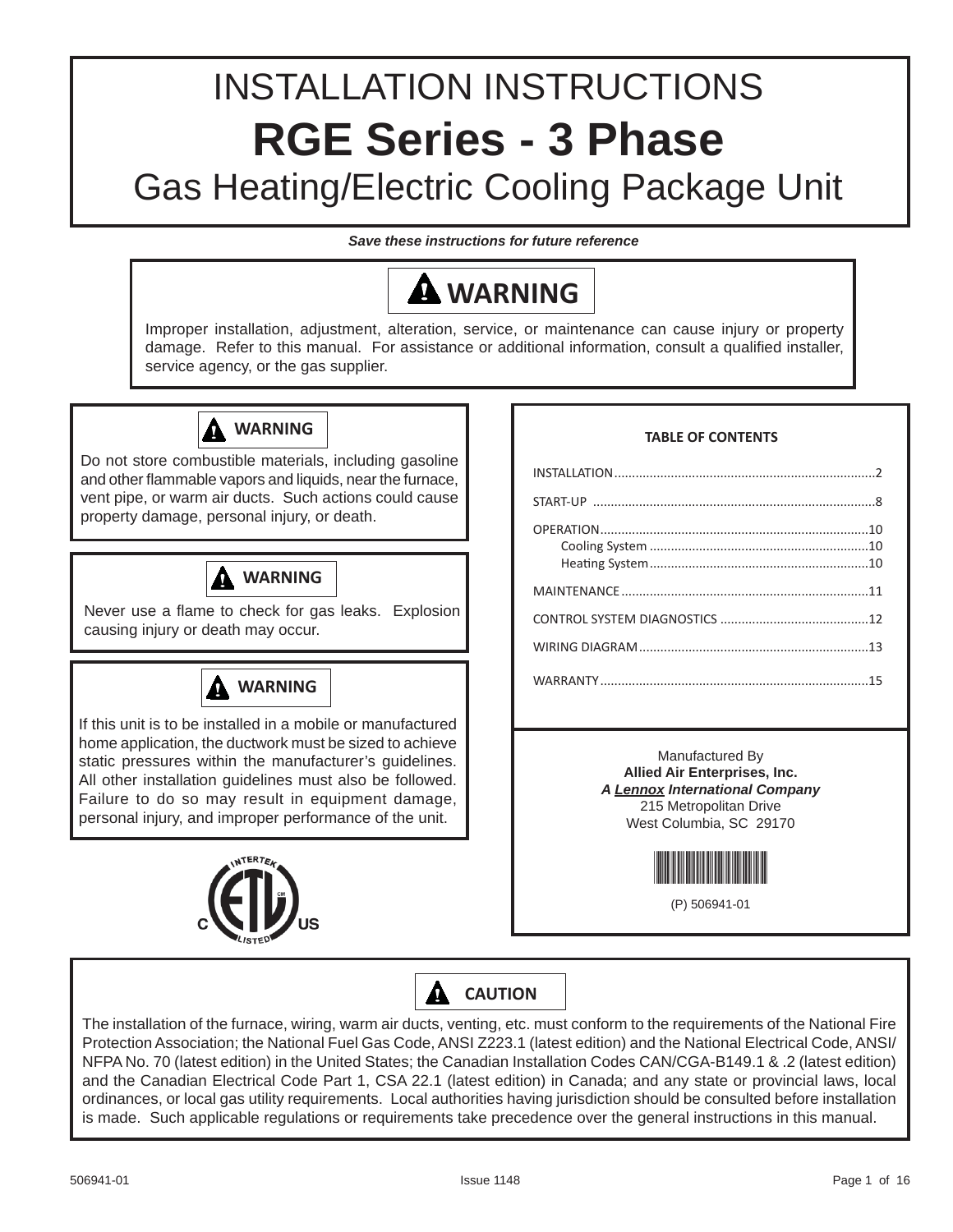# INSTALLATION INSTRUCTIONS

# RGE Series - 3 Phase

## Gas Heating/Electric Cooling Package Unit

***Save these instructions for future reference***

**⚠ WARNING**

Improper installation, adjustment, alteration, service, or maintenance can cause injury or property damage. Refer to this manual. For assistance or additional information, consult a qualified installer, service agency, or the gas supplier.

**⚠ WARNING**

Do not store combustible materials, including gasoline and other flammable vapors and liquids, near the furnace, vent pipe, or warm air ducts. Such actions could cause property damage, personal injury, or death.

**⚠ WARNING**

Never use a flame to check for gas leaks. Explosion causing injury or death may occur.

**⚠ WARNING**

If this unit is to be installed in a mobile or manufactured home application, the ductwork must be sized to achieve static pressures within the manufacturer's guidelines. All other installation guidelines must also be followed. Failure to do so may result in equipment damage, personal injury, and improper performance of the unit.

**TABLE OF CONTENTS**

- INSTALLATION .......... 2
- START-UP .......... 8
- OPERATION .......... 10
  - Cooling System .......... 10
  - Heating System .......... 10
- MAINTENANCE .......... 11
- CONTROL SYSTEM DIAGNOSTICS .......... 12
- WIRING DIAGRAM .......... 13
- WARRANTY .......... 15

Manufactured By
**Allied Air Enterprises, Inc.**
***A Lennox International Company***
215 Metropolitan Drive
West Columbia, SC 29170

(P) 506941-01

**⚠ CAUTION**

The installation of the furnace, wiring, warm air ducts, venting, etc. must conform to the requirements of the National Fire Protection Association; the National Fuel Gas Code, ANSI Z223.1 (latest edition) and the National Electrical Code, ANSI/NFPA No. 70 (latest edition) in the United States; the Canadian Installation Codes CAN/CGA-B149.1 & .2 (latest edition) and the Canadian Electrical Code Part 1, CSA 22.1 (latest edition) in Canada; and any state or provincial laws, local ordinances, or local gas utility requirements. Local authorities having jurisdiction should be consulted before installation is made. Such applicable regulations or requirements take precedence over the general instructions in this manual.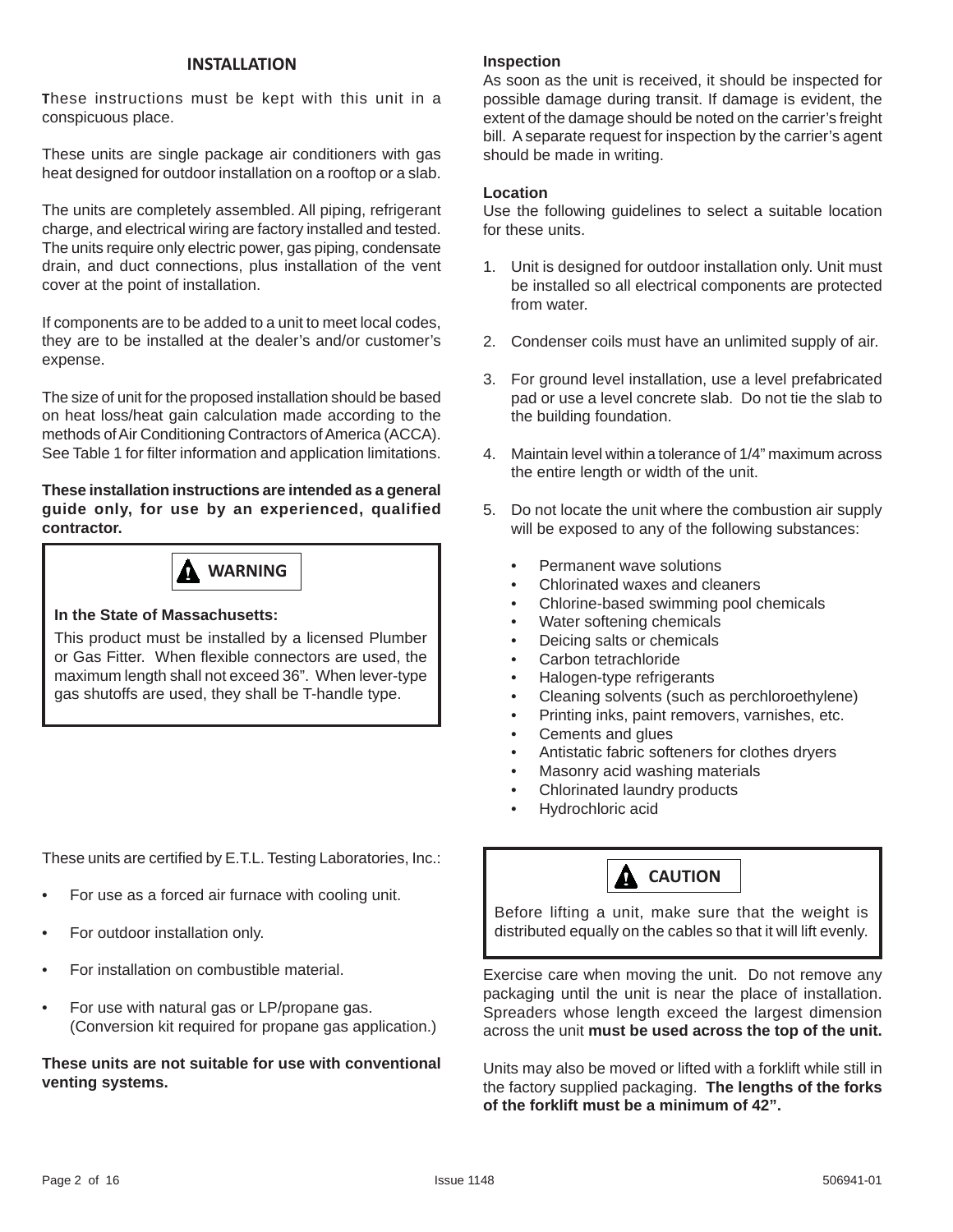## INSTALLATION

These instructions must be kept with this unit in a conspicuous place.

These units are single package air conditioners with gas heat designed for outdoor installation on a rooftop or a slab.

The units are completely assembled. All piping, refrigerant charge, and electrical wiring are factory installed and tested. The units require only electric power, gas piping, condensate drain, and duct connections, plus installation of the vent cover at the point of installation.

If components are to be added to a unit to meet local codes, they are to be installed at the dealer's and/or customer's expense.

The size of unit for the proposed installation should be based on heat loss/heat gain calculation made according to the methods of Air Conditioning Contractors of America (ACCA). See Table 1 for filter information and application limitations.

**These installation instructions are intended as a general guide only, for use by an experienced, qualified contractor.**

> **⚠ WARNING**
>
> **In the State of Massachusetts:**
>
> This product must be installed by a licensed Plumber or Gas Fitter. When flexible connectors are used, the maximum length shall not exceed 36". When lever-type gas shutoffs are used, they shall be T-handle type.

These units are certified by E.T.L. Testing Laboratories, Inc.:

- For use as a forced air furnace with cooling unit.
- For outdoor installation only.
- For installation on combustible material.
- For use with natural gas or LP/propane gas. (Conversion kit required for propane gas application.)

**These units are not suitable for use with conventional venting systems.**

### Inspection

As soon as the unit is received, it should be inspected for possible damage during transit. If damage is evident, the extent of the damage should be noted on the carrier's freight bill. A separate request for inspection by the carrier's agent should be made in writing.

### Location

Use the following guidelines to select a suitable location for these units.

1. Unit is designed for outdoor installation only. Unit must be installed so all electrical components are protected from water.
2. Condenser coils must have an unlimited supply of air.
3. For ground level installation, use a level prefabricated pad or use a level concrete slab. Do not tie the slab to the building foundation.
4. Maintain level within a tolerance of 1/4" maximum across the entire length or width of the unit.
5. Do not locate the unit where the combustion air supply will be exposed to any of the following substances:
   - Permanent wave solutions
   - Chlorinated waxes and cleaners
   - Chlorine-based swimming pool chemicals
   - Water softening chemicals
   - Deicing salts or chemicals
   - Carbon tetrachloride
   - Halogen-type refrigerants
   - Cleaning solvents (such as perchloroethylene)
   - Printing inks, paint removers, varnishes, etc.
   - Cements and glues
   - Antistatic fabric softeners for clothes dryers
   - Masonry acid washing materials
   - Chlorinated laundry products
   - Hydrochloric acid

> **⚠ CAUTION**
>
> Before lifting a unit, make sure that the weight is distributed equally on the cables so that it will lift evenly.

Exercise care when moving the unit. Do not remove any packaging until the unit is near the place of installation. Spreaders whose length exceed the largest dimension across the unit **must be used across the top of the unit.**

Units may also be moved or lifted with a forklift while still in the factory supplied packaging. **The lengths of the forks of the forklift must be a minimum of 42".**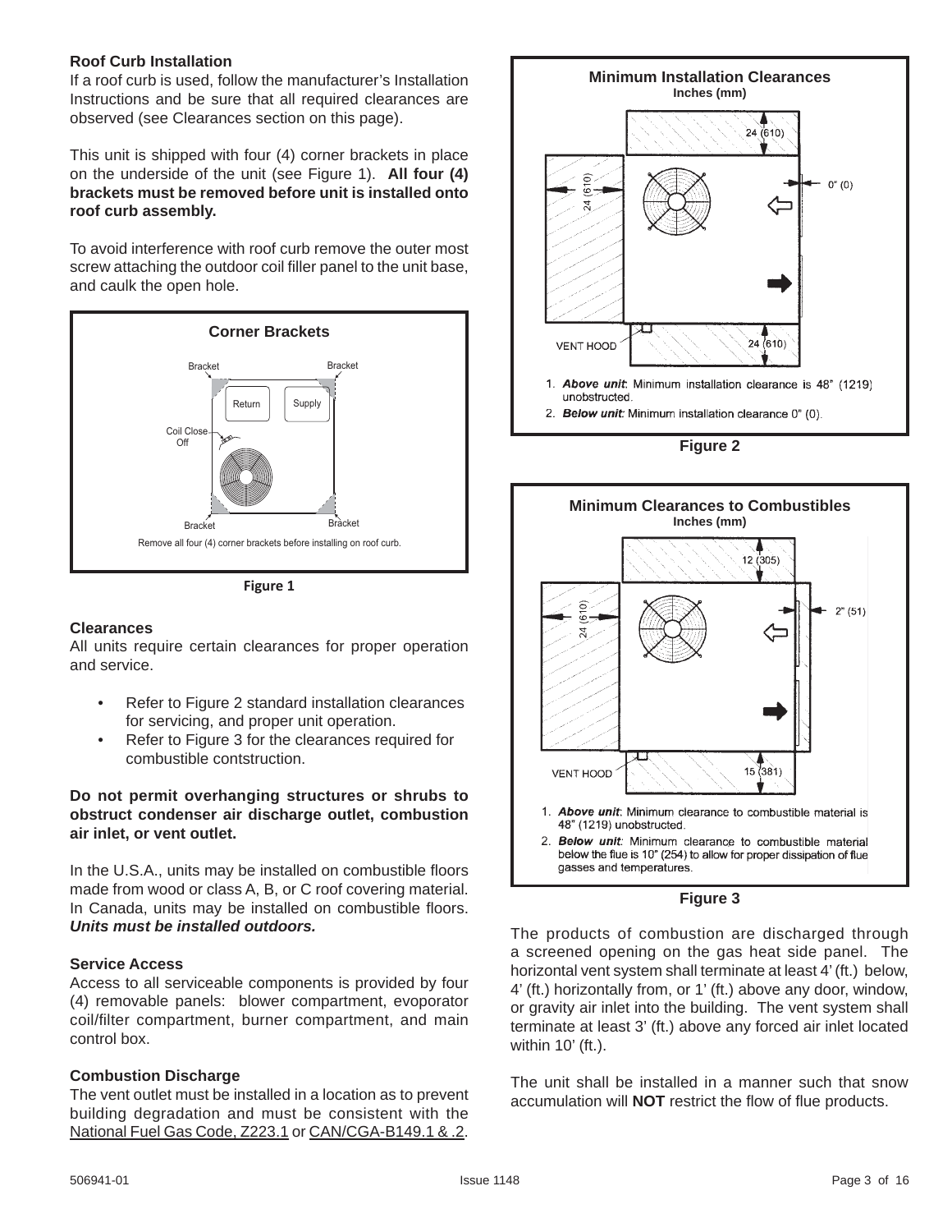### Roof Curb Installation

If a roof curb is used, follow the manufacturer's Installation Instructions and be sure that all required clearances are observed (see Clearances section on this page).

This unit is shipped with four (4) corner brackets in place on the underside of the unit (see Figure 1). **All four (4) brackets must be removed before unit is installed onto roof curb assembly.**

To avoid interference with roof curb remove the outer most screw attaching the outdoor coil filler panel to the unit base, and caulk the open hole.

**Corner Brackets**

Bracket, Bracket, Return, Supply, Coil Close-Off, Bracket, Bracket

Remove all four (4) corner brackets before installing on roof curb.

**Figure 1**

### Clearances

All units require certain clearances for proper operation and service.

- Refer to Figure 2 standard installation clearances for servicing, and proper unit operation.
- Refer to Figure 3 for the clearances required for combustible contstruction.

**Do not permit overhanging structures or shrubs to obstruct condenser air discharge outlet, combustion air inlet, or vent outlet.**

In the U.S.A., units may be installed on combustible floors made from wood or class A, B, or C roof covering material. In Canada, units may be installed on combustible floors. ***Units must be installed outdoors.***

### Service Access

Access to all serviceable components is provided by four (4) removable panels: blower compartment, evopörator coil/filter compartment, burner compartment, and main control box.

### Combustion Discharge

The vent outlet must be installed in a location as to prevent building degradation and must be consistent with the National Fuel Gas Code, Z223.1 or CAN/CGA-B149.1 & .2.

**Minimum Installation Clearances**
**Inches (mm)**

24 (610), 24 (610), 0" (0), VENT HOOD, 24 (610)

1. ***Above unit***: Minimum installation clearance is 48" (1219) unobstructed.
2. ***Below unit:*** Minimum installation clearance 0" (0).

**Figure 2**

**Minimum Clearances to Combustibles**
**Inches (mm)**

12 (305), 24 (610), 2" (51), VENT HOOD, 15 (381)

1. ***Above unit***: Minimum clearance to combustible material is 48" (1219) unobstructed.
2. ***Below unit:*** Minimum clearance to combustible material below the flue is 10" (254) to allow for proper dissipation of flue gasses and temperatures.

**Figure 3**

The products of combustion are discharged through a screened opening on the gas heat side panel. The horizontal vent system shall terminate at least 4' (ft.) below, 4' (ft.) horizontally from, or 1' (ft.) above any door, window, or gravity air inlet into the building. The vent system shall terminate at least 3' (ft.) above any forced air inlet located within 10' (ft.).

The unit shall be installed in a manner such that snow accumulation will **NOT** restrict the flow of flue products.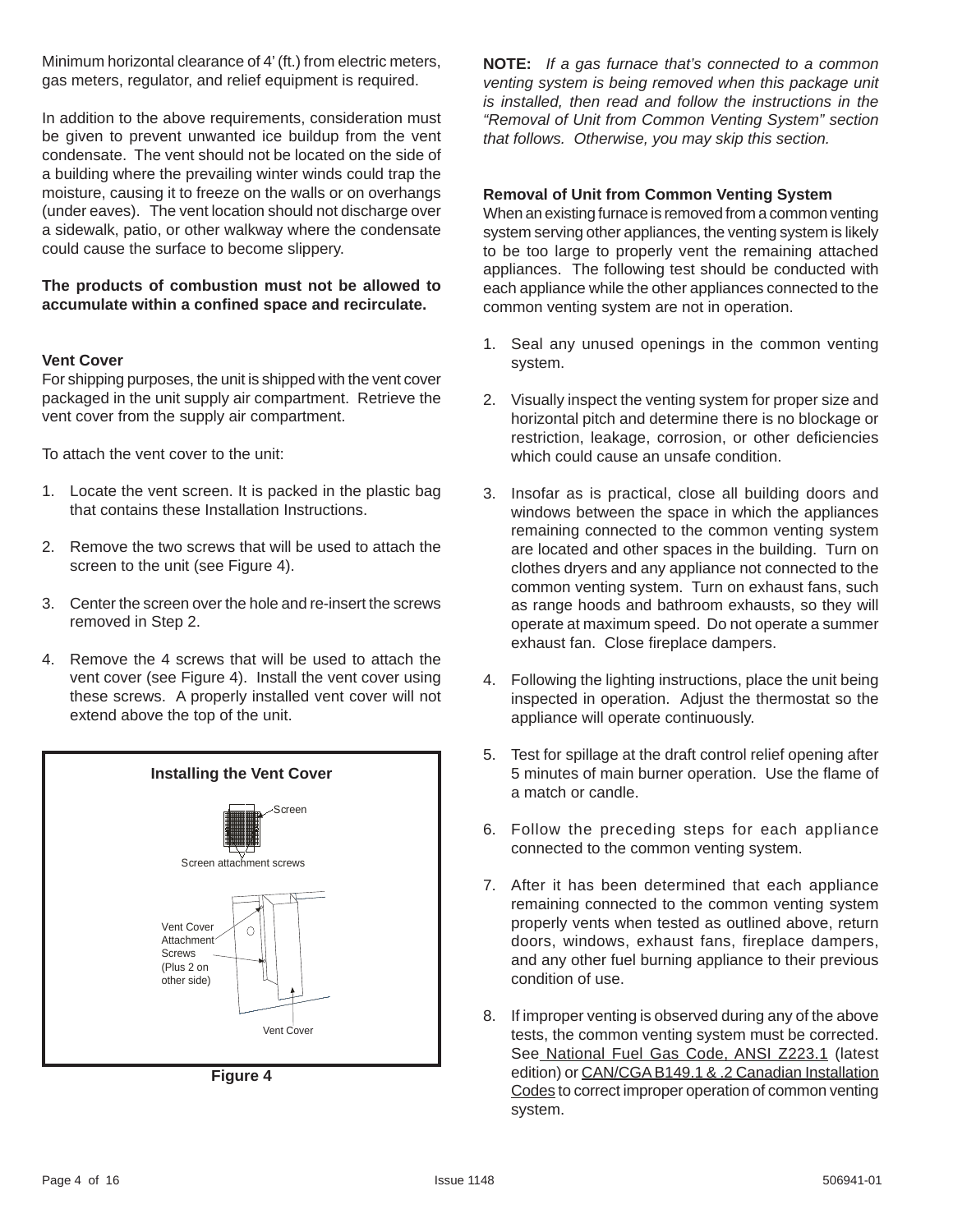Minimum horizontal clearance of 4' (ft.) from electric meters, gas meters, regulator, and relief equipment is required.

In addition to the above requirements, consideration must be given to prevent unwanted ice buildup from the vent condensate. The vent should not be located on the side of a building where the prevailing winter winds could trap the moisture, causing it to freeze on the walls or on overhangs (under eaves). The vent location should not discharge over a sidewalk, patio, or other walkway where the condensate could cause the surface to become slippery.

**The products of combustion must not be allowed to accumulate within a confined space and recirculate.**

### Vent Cover

For shipping purposes, the unit is shipped with the vent cover packaged in the unit supply air compartment. Retrieve the vent cover from the supply air compartment.

To attach the vent cover to the unit:

1. Locate the vent screen. It is packed in the plastic bag that contains these Installation Instructions.
2. Remove the two screws that will be used to attach the screen to the unit (see Figure 4).
3. Center the screen over the hole and re-insert the screws removed in Step 2.
4. Remove the 4 screws that will be used to attach the vent cover (see Figure 4). Install the vent cover using these screws. A properly installed vent cover will not extend above the top of the unit.

**Installing the Vent Cover**

Screen

Screen attachment screws

Vent Cover Attachment Screws (Plus 2 on other side)

Vent Cover

**Figure 4**

**NOTE:** *If a gas furnace that's connected to a common venting system is being removed when this package unit is installed, then read and follow the instructions in the "Removal of Unit from Common Venting System" section that follows. Otherwise, you may skip this section.*

### Removal of Unit from Common Venting System

When an existing furnace is removed from a common venting system serving other appliances, the venting system is likely to be too large to properly vent the remaining attached appliances. The following test should be conducted with each appliance while the other appliances connected to the common venting system are not in operation.

1. Seal any unused openings in the common venting system.
2. Visually inspect the venting system for proper size and horizontal pitch and determine there is no blockage or restriction, leakage, corrosion, or other deficiencies which could cause an unsafe condition.
3. Insofar as is practical, close all building doors and windows between the space in which the appliances remaining connected to the common venting system are located and other spaces in the building. Turn on clothes dryers and any appliance not connected to the common venting system. Turn on exhaust fans, such as range hoods and bathroom exhausts, so they will operate at maximum speed. Do not operate a summer exhaust fan. Close fireplace dampers.
4. Following the lighting instructions, place the unit being inspected in operation. Adjust the thermostat so the appliance will operate continuously.
5. Test for spillage at the draft control relief opening after 5 minutes of main burner operation. Use the flame of a match or candle.
6. Follow the preceding steps for each appliance connected to the common venting system.
7. After it has been determined that each appliance remaining connected to the common venting system properly vents when tested as outlined above, return doors, windows, exhaust fans, fireplace dampers, and any other fuel burning appliance to their previous condition of use.
8. If improper venting is observed during any of the above tests, the common venting system must be corrected. See National Fuel Gas Code, ANSI Z223.1 (latest edition) or CAN/CGA B149.1 & .2 Canadian Installation Codes to correct improper operation of common venting system.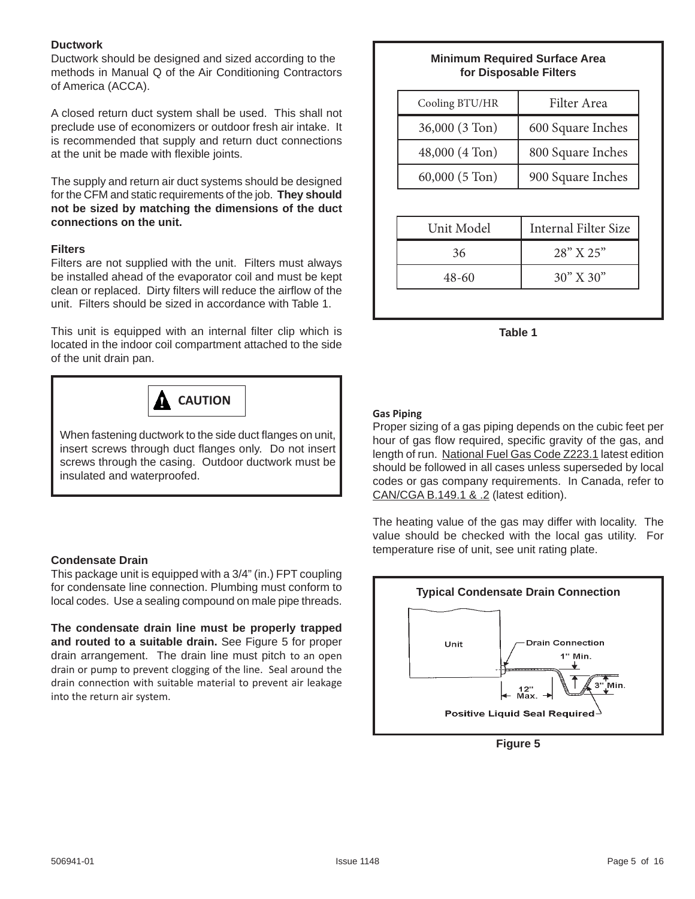### Ductwork

Ductwork should be designed and sized according to the methods in Manual Q of the Air Conditioning Contractors of America (ACCA).

A closed return duct system shall be used. This shall not preclude use of economizers or outdoor fresh air intake. It is recommended that supply and return duct connections at the unit be made with flexible joints.

The supply and return air duct systems should be designed for the CFM and static requirements of the job. **They should not be sized by matching the dimensions of the duct connections on the unit.**

### Filters

Filters are not supplied with the unit. Filters must always be installed ahead of the evaporator coil and must be kept clean or replaced. Dirty filters will reduce the airflow of the unit. Filters should be sized in accordance with Table 1.

This unit is equipped with an internal filter clip which is located in the indoor coil compartment attached to the side of the unit drain pan.

> **CAUTION**
>
> When fastening ductwork to the side duct flanges on unit, insert screws through duct flanges only. Do not insert screws through the casing. Outdoor ductwork must be insulated and waterproofed.

**Minimum Required Surface Area for Disposable Filters**

| Cooling BTU/HR | Filter Area |
|---|---|
| 36,000 (3 Ton) | 600 Square Inches |
| 48,000 (4 Ton) | 800 Square Inches |
| 60,000 (5 Ton) | 900 Square Inches |

| Unit Model | Internal Filter Size |
|---|---|
| 36 | 28" X 25" |
| 48-60 | 30" X 30" |

**Table 1**

### Condensate Drain

This package unit is equipped with a 3/4" (in.) FPT coupling for condensate line connection. Plumbing must conform to local codes. Use a sealing compound on male pipe threads.

**The condensate drain line must be properly trapped and routed to a suitable drain.** See Figure 5 for proper drain arrangement. The drain line must pitch to an open drain or pump to prevent clogging of the line. Seal around the drain connection with suitable material to prevent air leakage into the return air system.

### Gas Piping

Proper sizing of a gas piping depends on the cubic feet per hour of gas flow required, specific gravity of the gas, and length of run. National Fuel Gas Code Z223.1 latest edition should be followed in all cases unless superseded by local codes or gas company requirements. In Canada, refer to CAN/CGA B.149.1 & .2 (latest edition).

The heating value of the gas may differ with locality. The value should be checked with the local gas utility. For temperature rise of unit, see unit rating plate.

**Typical Condensate Drain Connection**

Unit — Drain Connection — 1" Min. — 3" Min. — 12" Max. — Positive Liquid Seal Required

**Figure 5**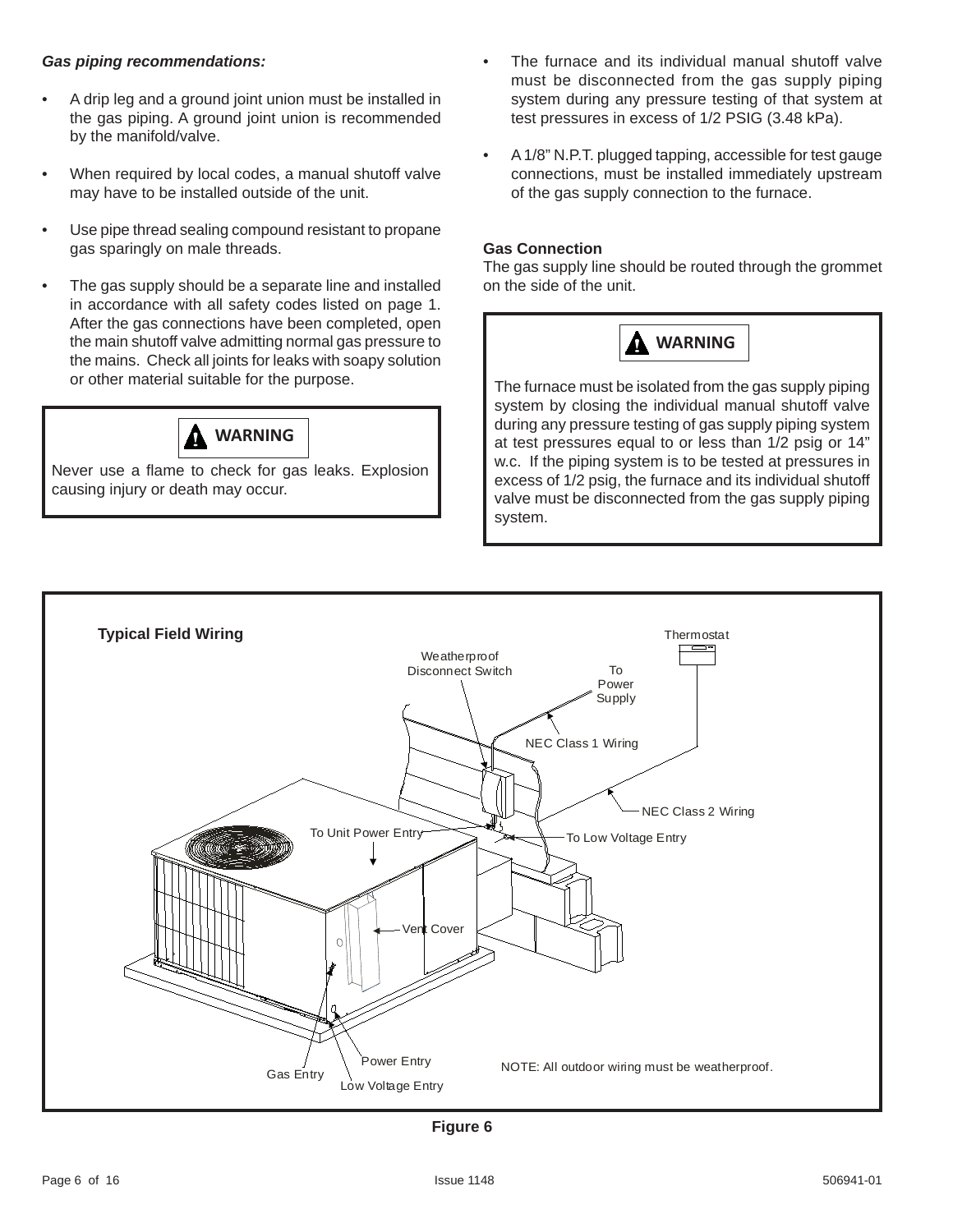***Gas piping recommendations:***

- A drip leg and a ground joint union must be installed in the gas piping. A ground joint union is recommended by the manifold/valve.
- When required by local codes, a manual shutoff valve may have to be installed outside of the unit.
- Use pipe thread sealing compound resistant to propane gas sparingly on male threads.
- The gas supply should be a separate line and installed in accordance with all safety codes listed on page 1. After the gas connections have been completed, open the main shutoff valve admitting normal gas pressure to the mains. Check all joints for leaks with soapy solution or other material suitable for the purpose.

> **⚠ WARNING**
>
> Never use a flame to check for gas leaks. Explosion causing injury or death may occur.

- The furnace and its individual manual shutoff valve must be disconnected from the gas supply piping system during any pressure testing of that system at test pressures in excess of 1/2 PSIG (3.48 kPa).
- A 1/8" N.P.T. plugged tapping, accessible for test gauge connections, must be installed immediately upstream of the gas supply connection to the furnace.

**Gas Connection**

The gas supply line should be routed through the grommet on the side of the unit.

> **⚠ WARNING**
>
> The furnace must be isolated from the gas supply piping system by closing the individual manual shutoff valve during any pressure testing of gas supply piping system at test pressures equal to or less than 1/2 psig or 14" w.c. If the piping system is to be tested at pressures in excess of 1/2 psig, the furnace and its individual shutoff valve must be disconnected from the gas supply piping system.

**Typical Field Wiring**

Thermostat

Weatherproof Disconnect Switch

To Power Supply

NEC Class 1 Wiring

NEC Class 2 Wiring

To Unit Power Entry

To Low Voltage Entry

Vent Cover

Power Entry

Gas Entry

Low Voltage Entry

NOTE: All outdoor wiring must be weatherproof.

**Figure 6**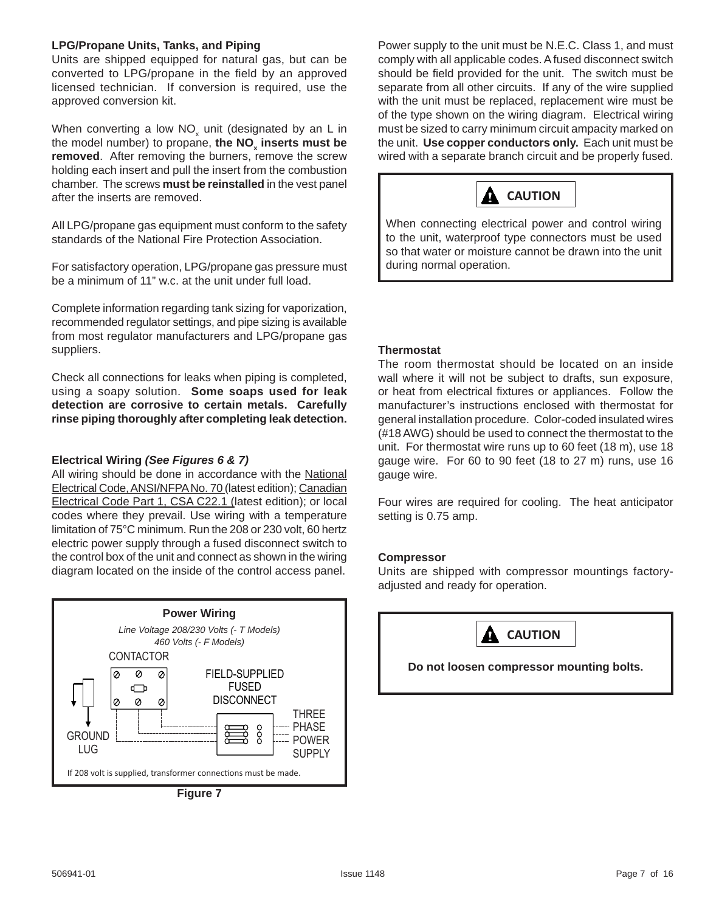### LPG/Propane Units, Tanks, and Piping

Units are shipped equipped for natural gas, but can be converted to LPG/propane in the field by an approved licensed technician. If conversion is required, use the approved conversion kit.

When converting a low $NO_x$ unit (designated by an L in the model number) to propane, **the $NO_x$ inserts must be removed**. After removing the burners, remove the screw holding each insert and pull the insert from the combustion chamber. The screws **must be reinstalled** in the vest panel after the inserts are removed.

All LPG/propane gas equipment must conform to the safety standards of the National Fire Protection Association.

For satisfactory operation, LPG/propane gas pressure must be a minimum of 11" w.c. at the unit under full load.

Complete information regarding tank sizing for vaporization, recommended regulator settings, and pipe sizing is available from most regulator manufacturers and LPG/propane gas suppliers.

Check all connections for leaks when piping is completed, using a soapy solution. **Some soaps used for leak detection are corrosive to certain metals. Carefully rinse piping thoroughly after completing leak detection.**

### Electrical Wiring *(See Figures 6 & 7)*

All wiring should be done in accordance with the National Electrical Code, ANSI/NFPA No. 70 (latest edition); Canadian Electrical Code Part 1, CSA C22.1 (latest edition); or local codes where they prevail. Use wiring with a temperature limitation of 75°C minimum. Run the 208 or 230 volt, 60 hertz electric power supply through a fused disconnect switch to the control box of the unit and connect as shown in the wiring diagram located on the inside of the control access panel.

**Power Wiring**

*Line Voltage 208/230 Volts (- T Models)*
*460 Volts (- F Models)*

CONTACTOR

FIELD-SUPPLIED FUSED DISCONNECT

THREE PHASE POWER SUPPLY

GROUND LUG

If 208 volt is supplied, transformer connections must be made.

**Figure 7**

Power supply to the unit must be N.E.C. Class 1, and must comply with all applicable codes. A fused disconnect switch should be field provided for the unit. The switch must be separate from all other circuits. If any of the wire supplied with the unit must be replaced, replacement wire must be of the type shown on the wiring diagram. Electrical wiring must be sized to carry minimum circuit ampacity marked on the unit. **Use copper conductors only.** Each unit must be wired with a separate branch circuit and be properly fused.

> **CAUTION**
>
> When connecting electrical power and control wiring to the unit, waterproof type connectors must be used so that water or moisture cannot be drawn into the unit during normal operation.

### Thermostat

The room thermostat should be located on an inside wall where it will not be subject to drafts, sun exposure, or heat from electrical fixtures or appliances. Follow the manufacturer's instructions enclosed with thermostat for general installation procedure. Color-coded insulated wires (#18 AWG) should be used to connect the thermostat to the unit. For thermostat wire runs up to 60 feet (18 m), use 18 gauge wire. For 60 to 90 feet (18 to 27 m) runs, use 16 gauge wire.

Four wires are required for cooling. The heat anticipator setting is 0.75 amp.

### Compressor

Units are shipped with compressor mountings factory-adjusted and ready for operation.

> **CAUTION**
>
> **Do not loosen compressor mounting bolts.**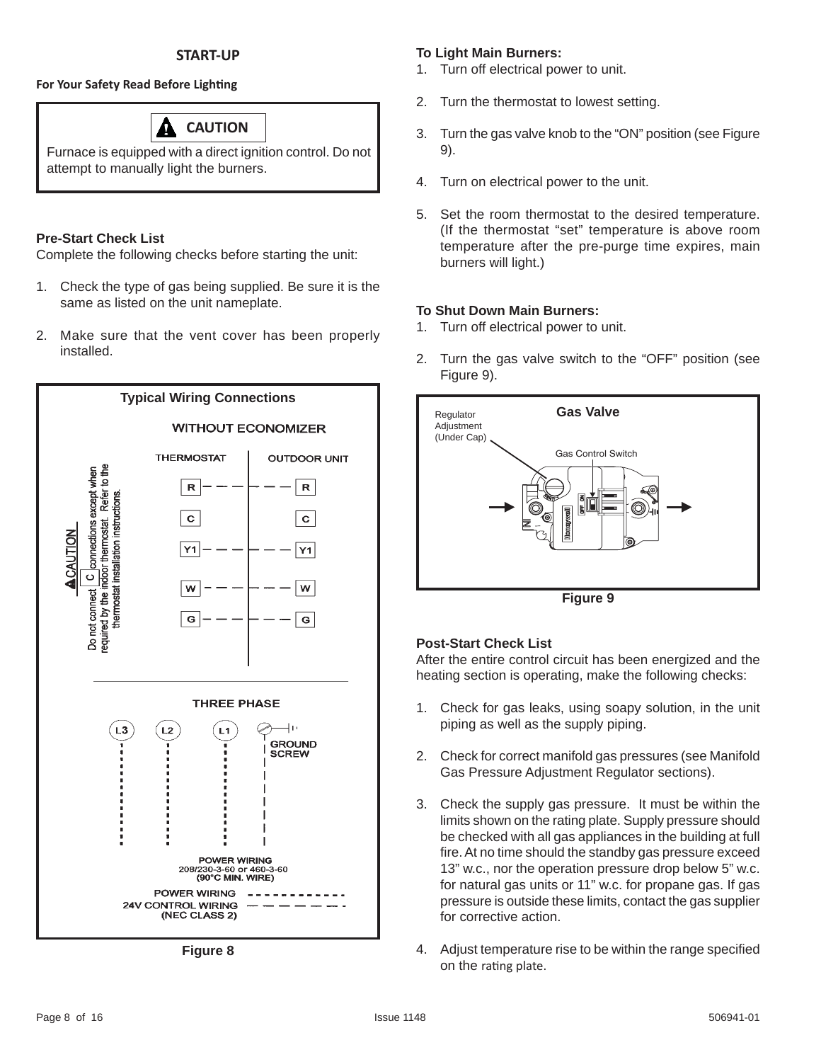## START-UP

**For Your Safety Read Before Lighting**

> **CAUTION**
>
> Furnace is equipped with a direct ignition control. Do not attempt to manually light the burners.

**Pre-Start Check List**

Complete the following checks before starting the unit:

1. Check the type of gas being supplied. Be sure it is the same as listed on the unit nameplate.
2. Make sure that the vent cover has been properly installed.

**Typical Wiring Connections**

WITHOUT ECONOMIZER

| THERMOSTAT | OUTDOOR UNIT |
|---|---|
| R | R |
| C | C |
| Y1 | Y1 |
| W | W |
| G | G |

CAUTION: Do not connect C connections except when required by the indoor thermostat. Refer to the thermostat installation instructions.

THREE PHASE

L3 L2 L1 GROUND SCREW

POWER WIRING 208/230-3-60 or 460-3-60 (90°C MIN. WIRE)

POWER WIRING - - - - - - - - - - - -

24V CONTROL WIRING (NEC CLASS 2) — — — — — —

Figure 8

**To Light Main Burners:**

1. Turn off electrical power to unit.
2. Turn the thermostat to lowest setting.
3. Turn the gas valve knob to the "ON" position (see Figure 9).
4. Turn on electrical power to the unit.
5. Set the room thermostat to the desired temperature. (If the thermostat "set" temperature is above room temperature after the pre-purge time expires, main burners will light.)

**To Shut Down Main Burners:**

1. Turn off electrical power to unit.
2. Turn the gas valve switch to the "OFF" position (see Figure 9).

**Gas Valve**

Regulator Adjustment (Under Cap)

Gas Control Switch

Figure 9

**Post-Start Check List**

After the entire control circuit has been energized and the heating section is operating, make the following checks:

1. Check for gas leaks, using soapy solution, in the unit piping as well as the supply piping.
2. Check for correct manifold gas pressures (see Manifold Gas Pressure Adjustment Regulator sections).
3. Check the supply gas pressure. It must be within the limits shown on the rating plate. Supply pressure should be checked with all gas appliances in the building at full fire. At no time should the standby gas pressure exceed 13" w.c., nor the operation pressure drop below 5" w.c. for natural gas units or 11" w.c. for propane gas. If gas pressure is outside these limits, contact the gas supplier for corrective action.
4. Adjust temperature rise to be within the range specified on the rating plate.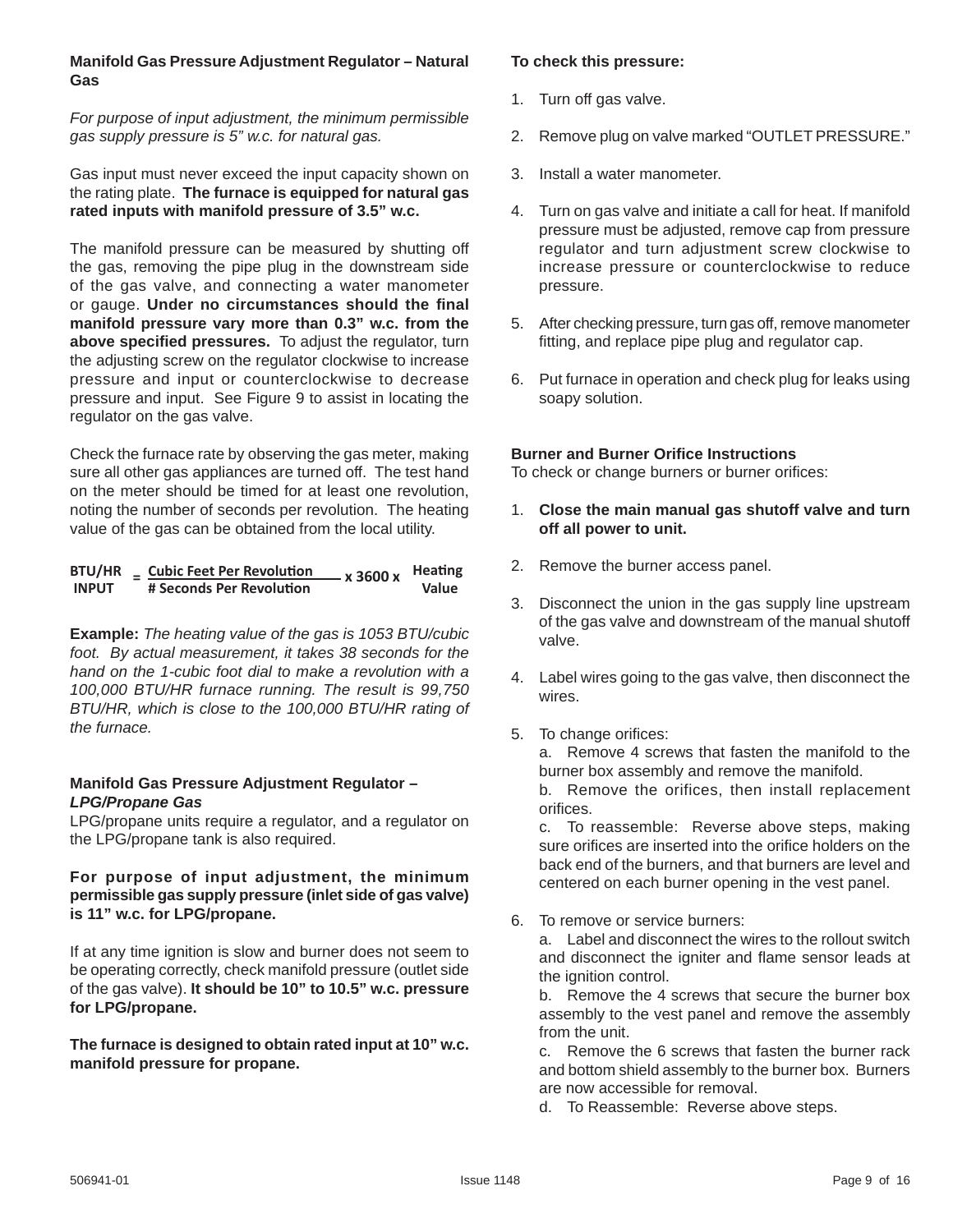**Manifold Gas Pressure Adjustment Regulator – Natural Gas**

*For purpose of input adjustment, the minimum permissible gas supply pressure is 5" w.c. for natural gas.*

Gas input must never exceed the input capacity shown on the rating plate. **The furnace is equipped for natural gas rated inputs with manifold pressure of 3.5" w.c.**

The manifold pressure can be measured by shutting off the gas, removing the pipe plug in the downstream side of the gas valve, and connecting a water manometer or gauge. **Under no circumstances should the final manifold pressure vary more than 0.3" w.c. from the above specified pressures.** To adjust the regulator, turn the adjusting screw on the regulator clockwise to increase pressure and input or counterclockwise to decrease pressure and input. See Figure 9 to assist in locating the regulator on the gas valve.

Check the furnace rate by observing the gas meter, making sure all other gas appliances are turned off. The test hand on the meter should be timed for at least one revolution, noting the number of seconds per revolution. The heating value of the gas can be obtained from the local utility.

$$\text{BTU/HR INPUT} = \frac{\text{Cubic Feet Per Revolution}}{\text{\# Seconds Per Revolution}} \times 3600 \times \text{Heating Value}$$

**Example:** *The heating value of the gas is 1053 BTU/cubic foot. By actual measurement, it takes 38 seconds for the hand on the 1-cubic foot dial to make a revolution with a 100,000 BTU/HR furnace running. The result is 99,750 BTU/HR, which is close to the 100,000 BTU/HR rating of the furnace.*

**Manifold Gas Pressure Adjustment Regulator – *LPG/Propane Gas***

LPG/propane units require a regulator, and a regulator on the LPG/propane tank is also required.

**For purpose of input adjustment, the minimum permissible gas supply pressure (inlet side of gas valve) is 11" w.c. for LPG/propane.**

If at any time ignition is slow and burner does not seem to be operating correctly, check manifold pressure (outlet side of the gas valve). **It should be 10" to 10.5" w.c. pressure for LPG/propane.**

**The furnace is designed to obtain rated input at 10" w.c. manifold pressure for propane.**

**To check this pressure:**

1. Turn off gas valve.
2. Remove plug on valve marked "OUTLET PRESSURE."
3. Install a water manometer.
4. Turn on gas valve and initiate a call for heat. If manifold pressure must be adjusted, remove cap from pressure regulator and turn adjustment screw clockwise to increase pressure or counterclockwise to reduce pressure.
5. After checking pressure, turn gas off, remove manometer fitting, and replace pipe plug and regulator cap.
6. Put furnace in operation and check plug for leaks using soapy solution.

**Burner and Burner Orifice Instructions**

To check or change burners or burner orifices:

1. **Close the main manual gas shutoff valve and turn off all power to unit.**
2. Remove the burner access panel.
3. Disconnect the union in the gas supply line upstream of the gas valve and downstream of the manual shutoff valve.
4. Label wires going to the gas valve, then disconnect the wires.
5. To change orifices:
   a. Remove 4 screws that fasten the manifold to the burner box assembly and remove the manifold.
   b. Remove the orifices, then install replacement orifices.
   c. To reassemble: Reverse above steps, making sure orifices are inserted into the orifice holders on the back end of the burners, and that burners are level and centered on each burner opening in the vest panel.
6. To remove or service burners:
   a. Label and disconnect the wires to the rollout switch and disconnect the igniter and flame sensor leads at the ignition control.
   b. Remove the 4 screws that secure the burner box assembly to the vest panel and remove the assembly from the unit.
   c. Remove the 6 screws that fasten the burner rack and bottom shield assembly to the burner box. Burners are now accessible for removal.
   d. To Reassemble: Reverse above steps.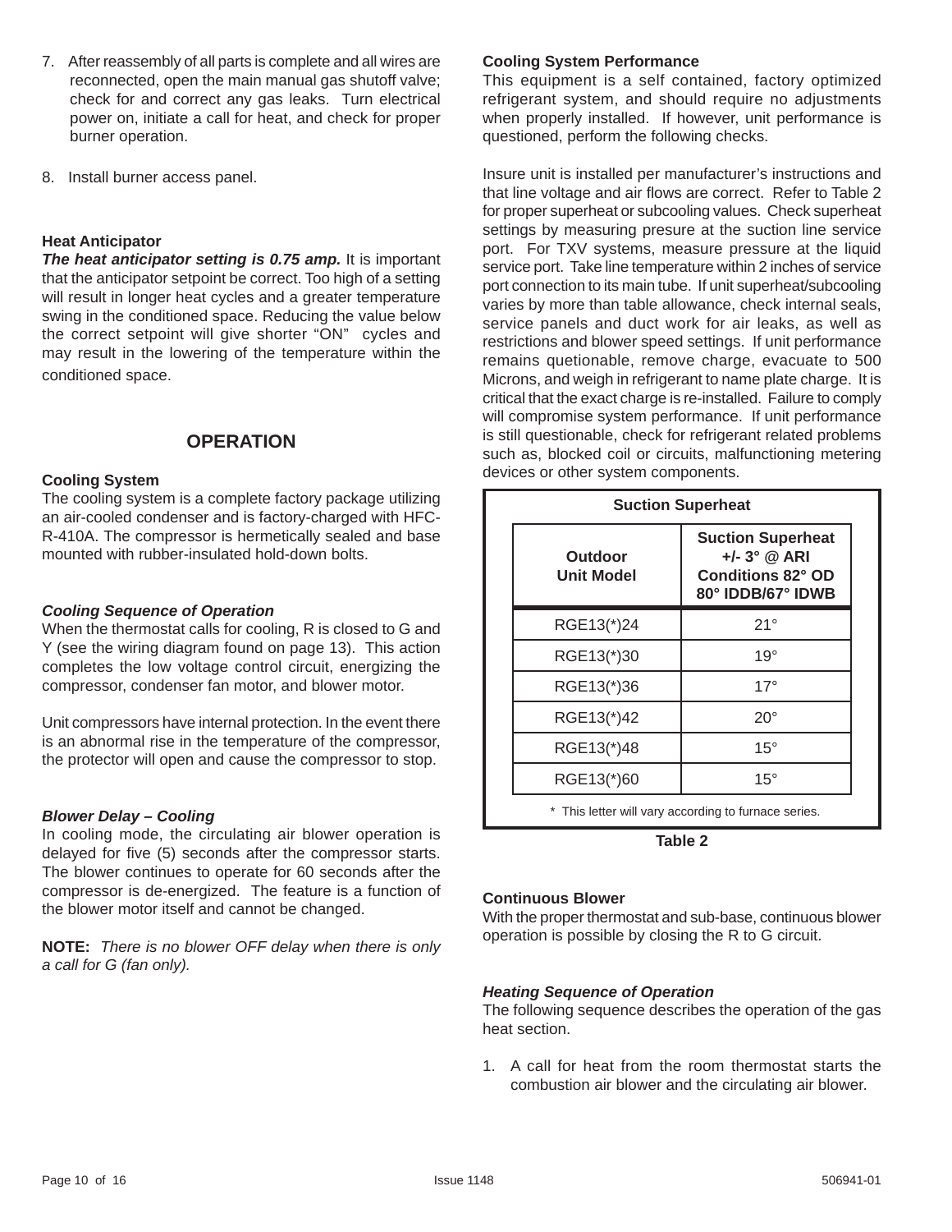7. After reassembly of all parts is complete and all wires are reconnected, open the main manual gas shutoff valve; check for and correct any gas leaks. Turn electrical power on, initiate a call for heat, and check for proper burner operation.

8. Install burner access panel.

**Heat Anticipator**

***The heat anticipator setting is 0.75 amp.*** It is important that the anticipator setpoint be correct. Too high of a setting will result in longer heat cycles and a greater temperature swing in the conditioned space. Reducing the value below the correct setpoint will give shorter "ON" cycles and may result in the lowering of the temperature within the conditioned space.

## OPERATION

**Cooling System**

The cooling system is a complete factory package utilizing an air-cooled condenser and is factory-charged with HFC-R-410A. The compressor is hermetically sealed and base mounted with rubber-insulated hold-down bolts.

***Cooling Sequence of Operation***

When the thermostat calls for cooling, R is closed to G and Y (see the wiring diagram found on page 13). This action completes the low voltage control circuit, energizing the compressor, condenser fan motor, and blower motor.

Unit compressors have internal protection. In the event there is an abnormal rise in the temperature of the compressor, the protector will open and cause the compressor to stop.

***Blower Delay – Cooling***

In cooling mode, the circulating air blower operation is delayed for five (5) seconds after the compressor starts. The blower continues to operate for 60 seconds after the compressor is de-energized. The feature is a function of the blower motor itself and cannot be changed.

**NOTE:** *There is no blower OFF delay when there is only a call for G (fan only).*

**Cooling System Performance**

This equipment is a self contained, factory optimized refrigerant system, and should require no adjustments when properly installed. If however, unit performance is questioned, perform the following checks.

Insure unit is installed per manufacturer's instructions and that line voltage and air flows are correct. Refer to Table 2 for proper superheat or subcooling values. Check superheat settings by measuring presure at the suction line service port. For TXV systems, measure pressure at the liquid service port. Take line temperature within 2 inches of service port connection to its main tube. If unit superheat/subcooling varies by more than table allowance, check internal seals, service panels and duct work for air leaks, as well as restrictions and blower speed settings. If unit performance remains quetionable, remove charge, evacuate to 500 Microns, and weigh in refrigerant to name plate charge. It is critical that the exact charge is re-installed. Failure to comply will compromise system performance. If unit performance is still questionable, check for refrigerant related problems such as, blocked coil or circuits, malfunctioning metering devices or other system components.

**Suction Superheat**

| Outdoor Unit Model | Suction Superheat +/- 3° @ ARI Conditions 82° OD 80° IDDB/67° IDWB |
|---|---|
| RGE13(*)24 | 21° |
| RGE13(*)30 | 19° |
| RGE13(*)36 | 17° |
| RGE13(*)42 | 20° |
| RGE13(*)48 | 15° |
| RGE13(*)60 | 15° |

\* This letter will vary according to furnace series.

**Table 2**

**Continuous Blower**

With the proper thermostat and sub-base, continuous blower operation is possible by closing the R to G circuit.

***Heating Sequence of Operation***

The following sequence describes the operation of the gas heat section.

1. A call for heat from the room thermostat starts the combustion air blower and the circulating air blower.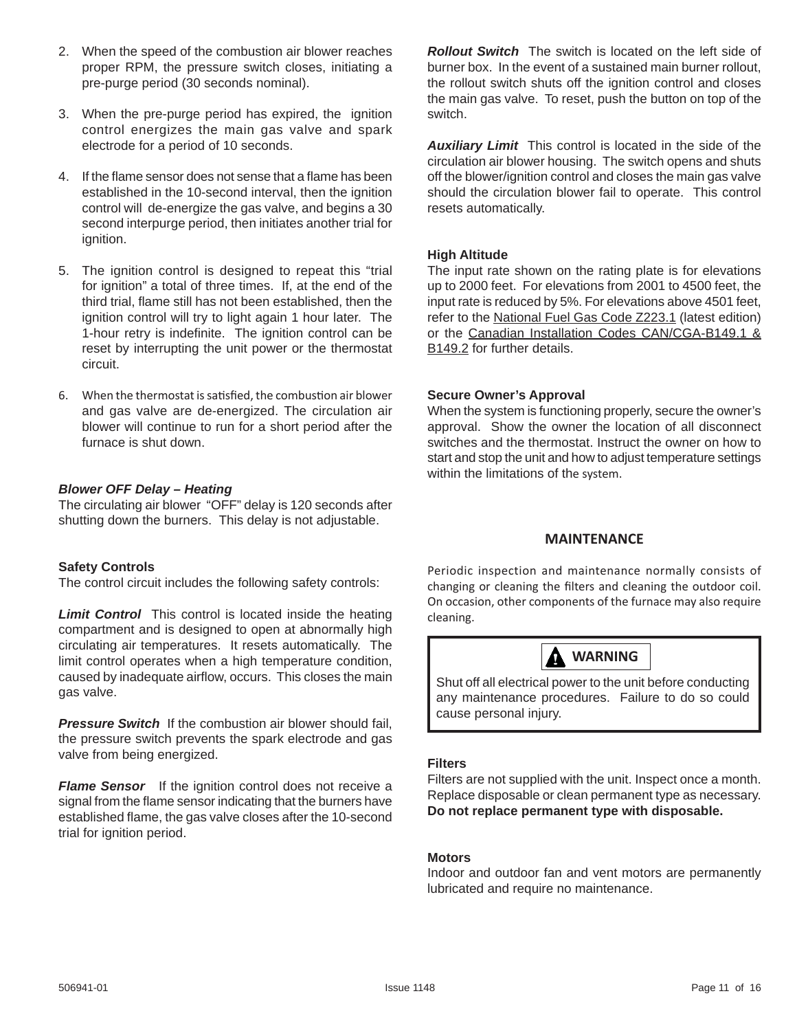2. When the speed of the combustion air blower reaches proper RPM, the pressure switch closes, initiating a pre-purge period (30 seconds nominal).

3. When the pre-purge period has expired, the ignition control energizes the main gas valve and spark electrode for a period of 10 seconds.

4. If the flame sensor does not sense that a flame has been established in the 10-second interval, then the ignition control will de-energize the gas valve, and begins a 30 second interpurge period, then initiates another trial for ignition.

5. The ignition control is designed to repeat this "trial for ignition" a total of three times. If, at the end of the third trial, flame still has not been established, then the ignition control will try to light again 1 hour later. The 1-hour retry is indefinite. The ignition control can be reset by interrupting the unit power or the thermostat circuit.

6. When the thermostat is satisfied, the combustion air blower and gas valve are de-energized. The circulation air blower will continue to run for a short period after the furnace is shut down.

### *Blower OFF Delay – Heating*

The circulating air blower "OFF" delay is 120 seconds after shutting down the burners. This delay is not adjustable.

### Safety Controls

The control circuit includes the following safety controls:

***Limit Control*** This control is located inside the heating compartment and is designed to open at abnormally high circulating air temperatures. It resets automatically. The limit control operates when a high temperature condition, caused by inadequate airflow, occurs. This closes the main gas valve.

***Pressure Switch*** If the combustion air blower should fail, the pressure switch prevents the spark electrode and gas valve from being energized.

***Flame Sensor*** If the ignition control does not receive a signal from the flame sensor indicating that the burners have established flame, the gas valve closes after the 10-second trial for ignition period.

***Rollout Switch*** The switch is located on the left side of burner box. In the event of a sustained main burner rollout, the rollout switch shuts off the ignition control and closes the main gas valve. To reset, push the button on top of the switch.

***Auxiliary Limit*** This control is located in the side of the circulation air blower housing. The switch opens and shuts off the blower/ignition control and closes the main gas valve should the circulation blower fail to operate. This control resets automatically.

### High Altitude

The input rate shown on the rating plate is for elevations up to 2000 feet. For elevations from 2001 to 4500 feet, the input rate is reduced by 5%. For elevations above 4501 feet, refer to the National Fuel Gas Code Z223.1 (latest edition) or the Canadian Installation Codes CAN/CGA-B149.1 & B149.2 for further details.

### Secure Owner's Approval

When the system is functioning properly, secure the owner's approval. Show the owner the location of all disconnect switches and the thermostat. Instruct the owner on how to start and stop the unit and how to adjust temperature settings within the limitations of the system.

## MAINTENANCE

Periodic inspection and maintenance normally consists of changing or cleaning the filters and cleaning the outdoor coil. On occasion, other components of the furnace may also require cleaning.

> **⚠ WARNING**
>
> Shut off all electrical power to the unit before conducting any maintenance procedures. Failure to do so could cause personal injury.

### Filters

Filters are not supplied with the unit. Inspect once a month. Replace disposable or clean permanent type as necessary. **Do not replace permanent type with disposable.**

### Motors

Indoor and outdoor fan and vent motors are permanently lubricated and require no maintenance.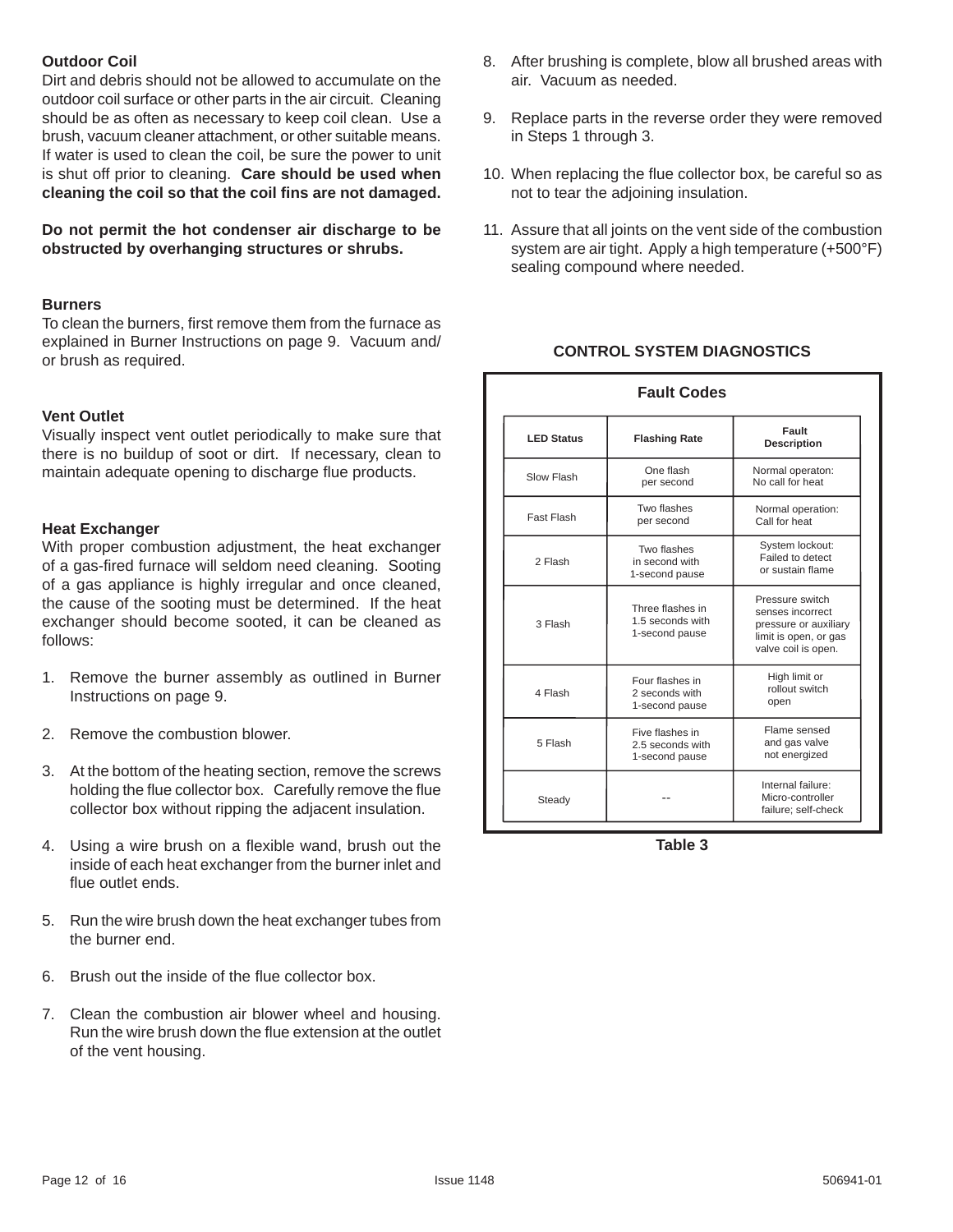### Outdoor Coil

Dirt and debris should not be allowed to accumulate on the outdoor coil surface or other parts in the air circuit. Cleaning should be as often as necessary to keep coil clean. Use a brush, vacuum cleaner attachment, or other suitable means. If water is used to clean the coil, be sure the power to unit is shut off prior to cleaning. **Care should be used when cleaning the coil so that the coil fins are not damaged.**

**Do not permit the hot condenser air discharge to be obstructed by overhanging structures or shrubs.**

### Burners

To clean the burners, first remove them from the furnace as explained in Burner Instructions on page 9. Vacuum and/ or brush as required.

### Vent Outlet

Visually inspect vent outlet periodically to make sure that there is no buildup of soot or dirt. If necessary, clean to maintain adequate opening to discharge flue products.

### Heat Exchanger

With proper combustion adjustment, the heat exchanger of a gas-fired furnace will seldom need cleaning. Sooting of a gas appliance is highly irregular and once cleaned, the cause of the sooting must be determined. If the heat exchanger should become sooted, it can be cleaned as follows:

1. Remove the burner assembly as outlined in Burner Instructions on page 9.

2. Remove the combustion blower.

3. At the bottom of the heating section, remove the screws holding the flue collector box. Carefully remove the flue collector box without ripping the adjacent insulation.

4. Using a wire brush on a flexible wand, brush out the inside of each heat exchanger from the burner inlet and flue outlet ends.

5. Run the wire brush down the heat exchanger tubes from the burner end.

6. Brush out the inside of the flue collector box.

7. Clean the combustion air blower wheel and housing. Run the wire brush down the flue extension at the outlet of the vent housing.

8. After brushing is complete, blow all brushed areas with air. Vacuum as needed.

9. Replace parts in the reverse order they were removed in Steps 1 through 3.

10. When replacing the flue collector box, be careful so as not to tear the adjoining insulation.

11. Assure that all joints on the vent side of the combustion system are air tight. Apply a high temperature (+500°F) sealing compound where needed.

## CONTROL SYSTEM DIAGNOSTICS

**Fault Codes**

| LED Status | Flashing Rate | Fault Description |
|---|---|---|
| Slow Flash | One flash per second | Normal operaton: No call for heat |
| Fast Flash | Two flashes per second | Normal operation: Call for heat |
| 2 Flash | Two flashes in second with 1-second pause | System lockout: Failed to detect or sustain flame |
| 3 Flash | Three flashes in 1.5 seconds with 1-second pause | Pressure switch senses incorrect pressure or auxiliary limit is open, or gas valve coil is open. |
| 4 Flash | Four flashes in 2 seconds with 1-second pause | High limit or rollout switch open |
| 5 Flash | Five flashes in 2.5 seconds with 1-second pause | Flame sensed and gas valve not energized |
| Steady | -- | Internal failure: Micro-controller failure; self-check |

**Table 3**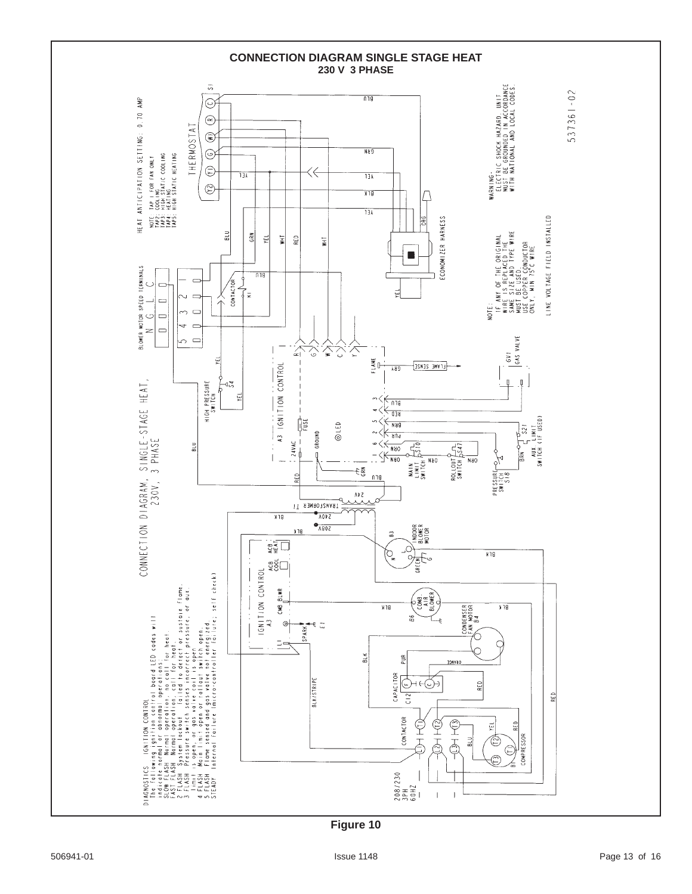# CONNECTION DIAGRAM SINGLE STAGE HEAT

**230 V 3 PHASE**

CONNECTION DIAGRAM, SINGLE-STAGE HEAT, 230V, 3 PHASE

HEAT ANTICIPATION SETTING: 0.70 AMP

NOTE: TAP 1: FOR FAN ONLY
TAP2: COOLING
TAP3: HIGH STATIC COOLING
TAP4: HEATING
TAP5: HIGH STATIC HEATING

THERMOSTAT S1

BLOWER MOTOR SPEED TERMINALS N G L C

ECONOMIZER HARNESS

CONTACTOR K1

HIGH PRESSURE SWITCH S4

A3 IGNITION CONTROL

FLAME SENSE

GV1 GAS VALVE

MAIN LIMIT SWITCH S10

ROLLOUT SWITCH S47

PRESSURE SWITCH S18

AUX LIMIT SWITCH (IF USED) S21

TRANSFORMER T1

INDOOR BLOWER MOTOR B3

COMB. AIR BLOWER B6

CONDENSER FAN MOTOR B4

CAPACITOR C12

CONTACTOR

COMPRESSOR B1

208/230 3PH 60HZ

WARNING- ELECTRIC SHOCK HAZARD. UNIT MUST BE GROUNDED IN ACCORDANCE WITH NATIONAL AND LOCAL CODES.

NOTE: IF ANY OF THE ORIGINAL WIRE IS REPLACED THE SAME SIZE AND TYPE WIRE MUST BE USED. USE COPPER CONDUCTOR ONLY, MIN 75°C WIRE

LINE VOLTAGE FIELD INSTALLED

537361-02

DIAGNOSTICS IGNITION CONTROL
The following ignition control board LED codes will indicate normal or abnormal operations:
SLOW FLASH Normal operation, no call for heat.
FAST FLASH Normal operation, call for heat.
2 FLASH System lockout failed to detect or sustain flame.
3 FLASH Pressure switch senses incorrect pressure, or aux. limit is open, or gas valve coil is open
4 FLASH Main limit open or rollout switch open.
5 FLASH Flame sensed and gas valve not energized.
STEADY Internal failure (micro-controller failure; self check)

Figure 10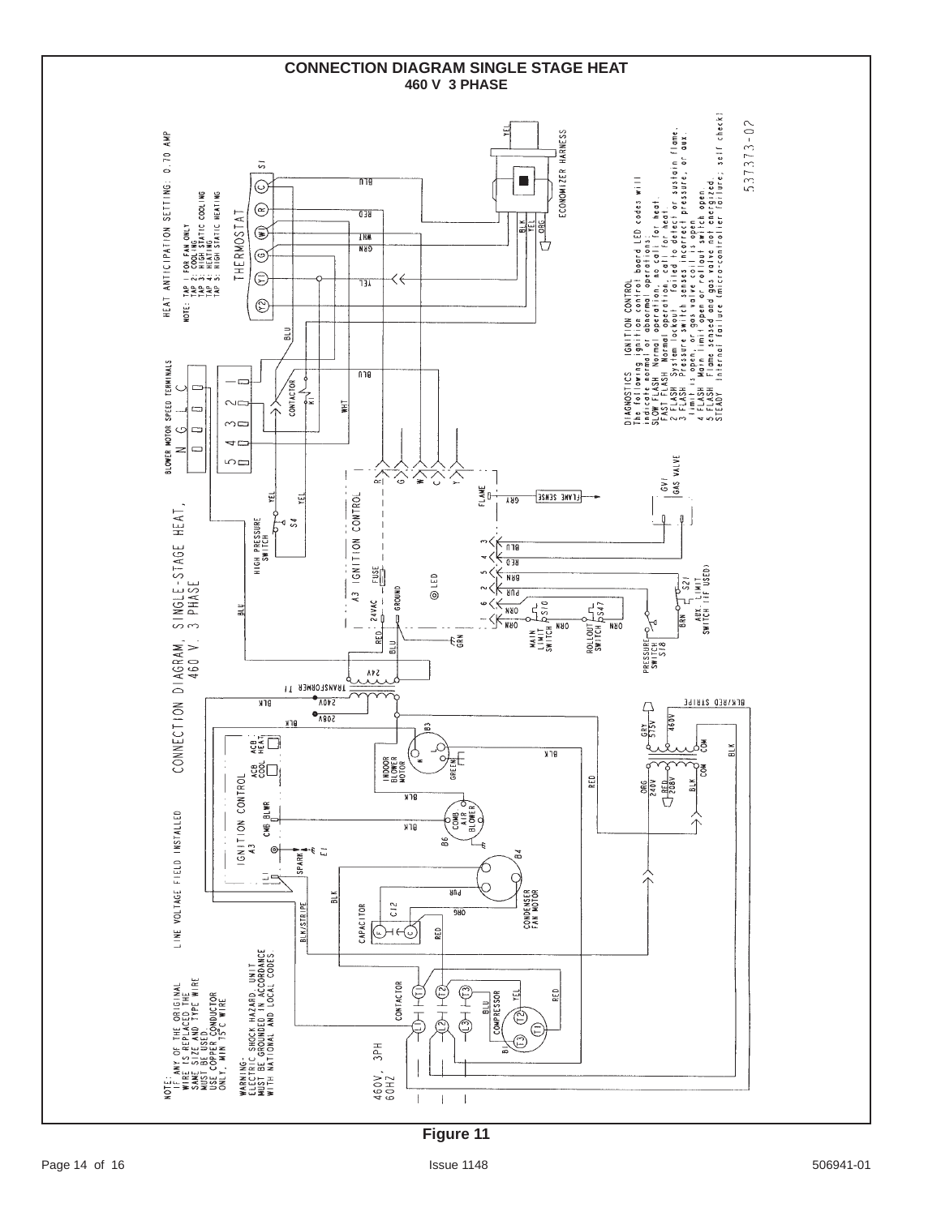# CONNECTION DIAGRAM SINGLE STAGE HEAT

**460 V 3 PHASE**

CONNECTION DIAGRAM, SINGLE-STAGE HEAT, 460 V, 3 PHASE

HEAT ANTICIPATION SETTING: 0.70 AMP

NOTE: TAP 1: FOR FAN ONLY
TAP 2: COOLING
TAP 3: HIGH STATIC COOLING
TAP 4: HEATING
TAP 5: HIGH STATIC HEATING

NOTE:
IF ANY OF THE ORIGINAL WIRE IS REPLACED THE SAME SIZE AND TYPE WIRE MUST BE USED.
USE COPPER CONDUCTOR ONLY, MIN 75°C WIRE

WARNING-
ELECTRIC SHOCK HAZARD. UNIT MUST BE GROUNDED IN ACCORDANCE WITH NATIONAL AND LOCAL CODES.

LINE VOLTAGE FIELD INSTALLED

460V, 3PH 60HZ

DIAGNOSTICS IGNITION CONTROL
The following ignition control board LED codes will indicate normal or abnormal operations:
SLOW FLASH Normal operation, no call for heat.
FAST FLASH Normal operation, call for heat.
2 FLASH System lockout failed to detect or sustain flame.
3 FLASH Pressure switch senses incorrect pressure, or aux. limit is open or gas valve coil is open.
4 FLASH Main limit open or rollout switch open.
5 FLASH Flame sensed and gas valve not energized.
STEADY Internal failure (micro-controller failure; self check)

537373-02

Figure 11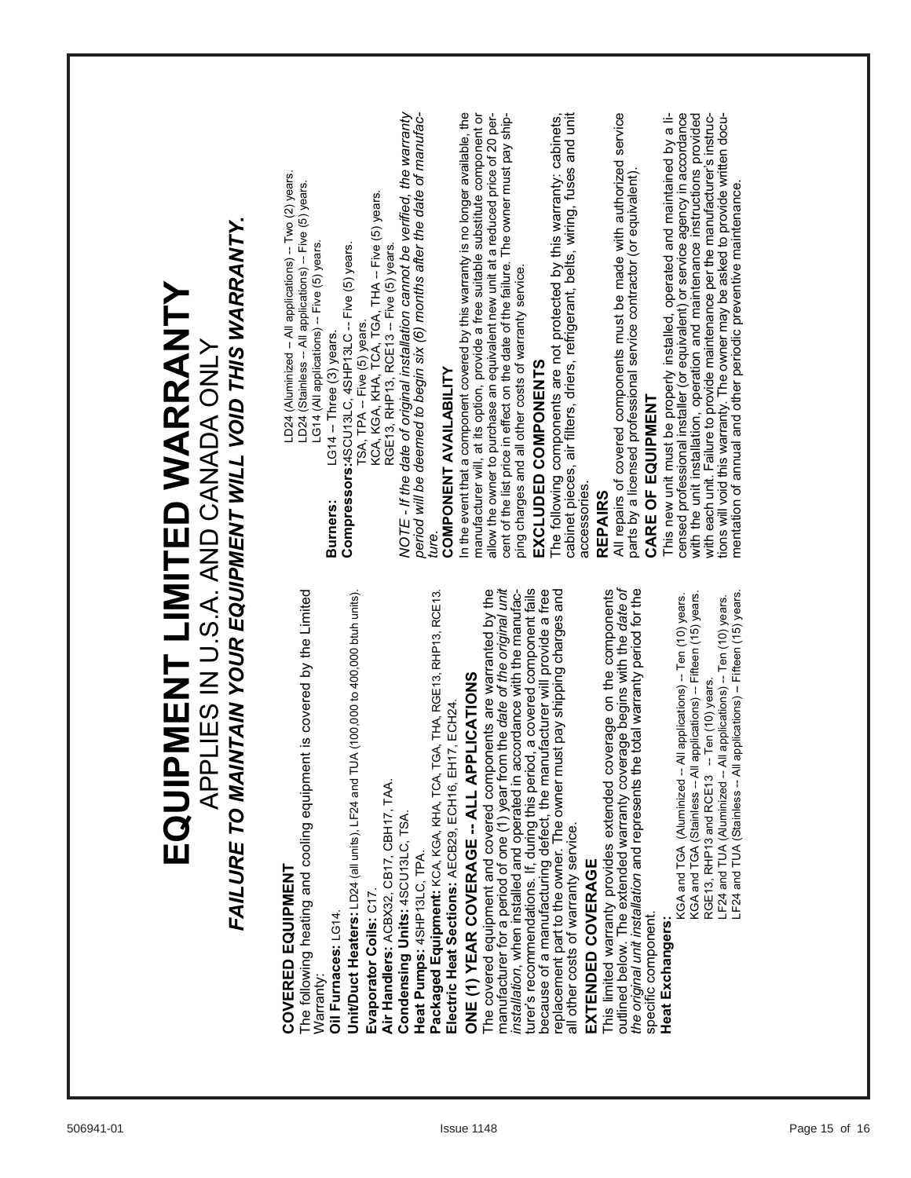# EQUIPMENT LIMITED WARRANTY

## APPLIES IN U.S.A. AND CANADA ONLY

***FAILURE TO MAINTAIN YOUR EQUIPMENT WILL VOID THIS WARRANTY.***

### COVERED EQUIPMENT

The following heating and cooling equipment is covered by the Limited Warranty:

**Oil Furnaces:** LG14.

**Unit/Duct Heaters:** LD24 (all units), LF24 and TUA (100,000 to 400,000 btuh units).

**Evaporator Coils:** C17.

**Air Handlers:** ACBX32, CB17, CBH17, TAA.

**Condensing Units:** 4SCU13LC, TSA.

**Heat Pumps:** 4SHP13LC, TPA.

**Packaged Equipment:** KCA, KGA, KHA, TCA, TGA, THA, RGE13, RHP13, RCE13.

**Electric Heat Sections:** AECB29, ECH16, EH17, ECH24.

### ONE (1) YEAR COVERAGE -- ALL APPLICATIONS

The covered equipment and covered components are warranted by the manufacturer for a period of one (1) year from the *date of the original unit installation*, when installed and operated in accordance with the manufacturer's recommendations. If, during this period, a covered component fails because of a manufacturing defect, the manufacturer will provide a free replacement part to the owner. The owner must pay shipping charges and all other costs of warranty service.

### EXTENDED COVERAGE

This limited warranty provides extended coverage on the components outlined below. The extended warranty coverage begins with the *date of the original unit installation* and represents the total warranty period for the specific component.

**Heat Exchangers:**

KGA and TGA (Aluminized -- All applications) -- Ten (10) years.
KGA and TGA (Stainless -- All applications) -- Fifteen (15) years.
RGE13, RHP13 and RCE13 -- Ten (10) years.
LF24 and TUA (Aluminized -- All applications) -- Ten (10) years.
LF24 and TUA (Stainless -- All applications) – Fifteen (15) years.
LD24 (Aluminized – All applications) -- Two (2) years.
LD24 (Stainless – All applications) – Five (5) years.
LG14 (All applications) – Five (5) years.

**Burners:** LG14 – Three (3) years.

**Compressors:** 4SCU13LC, 4SHP13LC -- Five (5) years.
TSA, TPA – Five (5) years.
KCA, KGA, KHA, TCA, TGA, THA -- Five (5) years.
RGE13, RHP13, RCE13 – Five (5) years.

*NOTE - If the date of original installation cannot be verified, the warranty period will be deemed to begin six (6) months after the date of manufacture.*

### COMPONENT AVAILABILITY

In the event that a component covered by this warranty is no longer available, the manufacturer will, at its option, provide a free suitable substitute component or allow the owner to purchase an equivalent new unit at a reduced price of 20 percent of the list price in effect on the date of the failure. The owner must pay shipping charges and all other costs of warranty service.

### EXCLUDED COMPONENTS

The following components are not protected by this warranty: cabinets, cabinet pieces, air filters, driers, refrigerant, belts, wiring, fuses and unit accessories.

### REPAIRS

All repairs of covered components must be made with authorized service parts by a licensed professional service contractor (or equivalent).

### CARE OF EQUIPMENT

This new unit must be properly installed, operated and maintained by a licensed professional installer (or equivalent) or service agency in accordance with the unit installation, operation and maintenance instructions provided with each unit. Failure to provide maintenance per the manufacturer's instructions will void this warranty. The owner may be asked to provide written documentation of annual and other periodic preventive maintenance.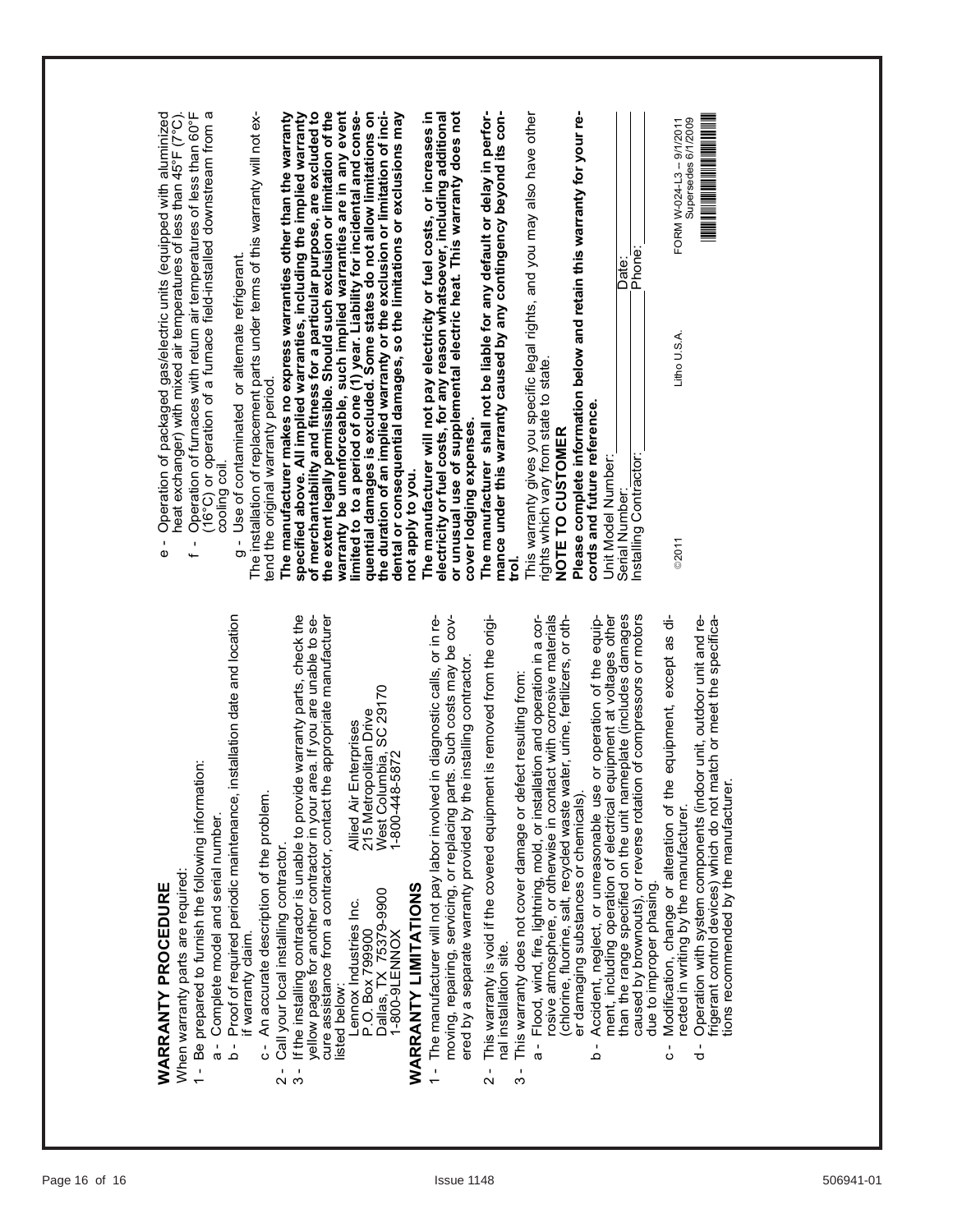## WARRANTY PROCEDURE

When warranty parts are required:

1 - Be prepared to furnish the following information:

- a - Complete model and serial number.
- b - Proof of required periodic maintenance, installation date and location if warranty claim.
- c - An accurate description of the problem.

2 - Call your local installing contractor.

3 - If the installing contractor is unable to provide warranty parts, check the yellow pages for another contractor in your area. If you are unable to secure assistance from a contractor, contact the appropriate manufacturer listed below:

| | |
|---|---|
| Lennox Industries Inc. | Allied Air Enterprises |
| P.O. Box 799900 | 215 Metropolitan Drive |
| Dallas, TX 75379-9900 | West Columbia, SC 29170 |
| 1-800-9LENNOX | 1-800-448-5872 |

## WARRANTY LIMITATIONS

1 - The manufacturer will not pay labor involved in diagnostic calls, or in removing, repairing, servicing, or replacing parts. Such costs may be covered by a separate warranty provided by the installing contractor.

2 - This warranty is void if the covered equipment is removed from the original installation site.

3 - This warranty does not cover damage or defect resulting from:

- a - Flood, wind, fire, lightning, mold, or installation and operation in a corrosive atmosphere, or otherwise in contact with corrosive materials (chlorine, fluorine, salt, recycled waste water, urine, fertilizers, or other damaging substances or chemicals).
- b - Accident, neglect, or unreasonable use or operation of the equipment, including operation of electrical equipment at voltages other than the range specified on the unit nameplate (includes damages caused by brownouts), or reverse rotation of compressors or motors due to improper phasing.
- c - Modification, change or alteration of the equipment, except as directed in writing by the manufacturer.
- d - Operation with system components (indoor unit, outdoor unit and refrigerant control devices) which do not match or meet the specifications recommended by the manufacturer.
- e - Operation of packaged gas/electric units (equipped with aluminized heat exchanger) with mixed air temperatures of less than 45°F (7°C).
- f - Operation of furnaces with return air temperatures of less than 60°F (16°C) or operation of a furnace field-installed downstream from a cooling coil.
- g - Use of contaminated or alternate refrigerant.

The installation of replacement parts under terms of this warranty will not extend the original warranty period.

**The manufacturer makes no express warranties other than the warranty specified above. All implied warranties, including the implied warranty of merchantability and fitness for a particular purpose, are excluded to the extent legally permissible. Should such exclusion or limitation of the warranty be unenforceable, such implied warranties are in any event limited to to a period of one (1) year. Liability for incidental and consequential damages is excluded. Some states do not allow limitations on the duration of an implied warranty or the exclusion or limitation of incidental or consequential damages, so the limitations or exclusions may not apply to you.**

**The manufacturer will not pay electricity or fuel costs, or increases in electricity or fuel costs, for any reason whatsoever, including additional or unusual use of supplemental electric heat. This warranty does not cover lodging expenses.**

**The manufacturer shall not be liable for any default or delay in performance under this warranty caused by any contingency beyond its control.**

This warranty gives you specific legal rights, and you may also have other rights which vary from state to state.

**NOTE TO CUSTOMER**

**Please complete information below and retain this warranty for your records and future reference.**

Unit Model Number: ____________________

Serial Number: ____________________ Date: ____________________

Installing Contractor: ____________________ Phone: ____________________

©2011 Litho U.S.A. FORM W-024-L3 – 9/1/2011 Supersedes 6/1/2009